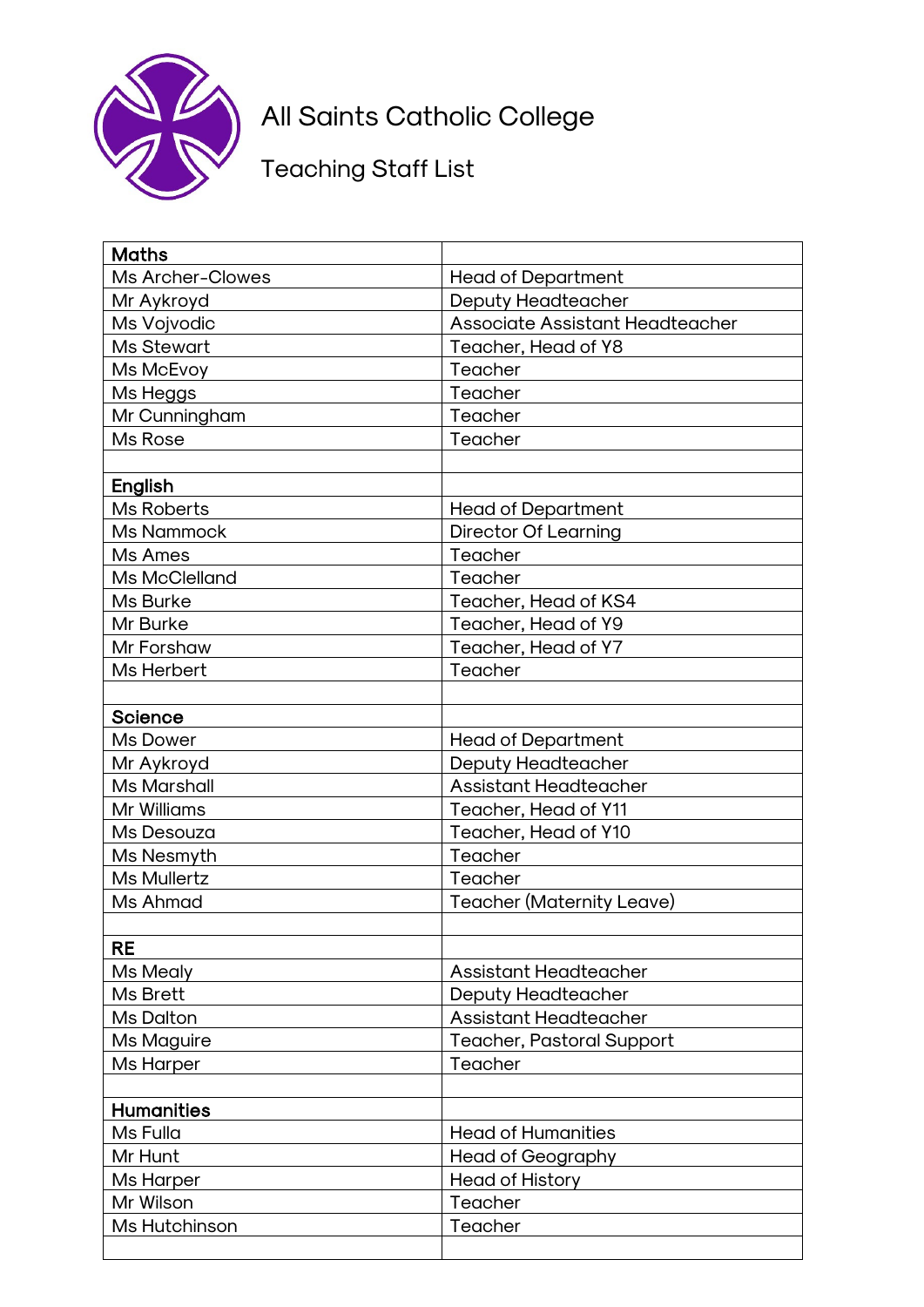# All Saints Catholic College

## Teaching Staff List

| Maths | |
|---|---|
| Ms Archer-Clowes | Head of Department |
| Mr Aykroyd | Deputy Headteacher |
| Ms Vojvodic | Associate Assistant Headteacher |
| Ms Stewart | Teacher, Head of Y8 |
| Ms McEvoy | Teacher |
| Ms Heggs | Teacher |
| Mr Cunningham | Teacher |
| Ms Rose | Teacher |
| | |
| **English** | |
| Ms Roberts | Head of Department |
| Ms Nammock | Director Of Learning |
| Ms Ames | Teacher |
| Ms McClelland | Teacher |
| Ms Burke | Teacher, Head of KS4 |
| Mr Burke | Teacher, Head of Y9 |
| Mr Forshaw | Teacher, Head of Y7 |
| Ms Herbert | Teacher |
| | |
| **Science** | |
| Ms Dower | Head of Department |
| Mr Aykroyd | Deputy Headteacher |
| Ms Marshall | Assistant Headteacher |
| Mr Williams | Teacher, Head of Y11 |
| Ms Desouza | Teacher, Head of Y10 |
| Ms Nesmyth | Teacher |
| Ms Mullertz | Teacher |
| Ms Ahmad | Teacher (Maternity Leave) |
| | |
| **RE** | |
| Ms Mealy | Assistant Headteacher |
| Ms Brett | Deputy Headteacher |
| Ms Dalton | Assistant Headteacher |
| Ms Maguire | Teacher, Pastoral Support |
| Ms Harper | Teacher |
| | |
| **Humanities** | |
| Ms Fulla | Head of Humanities |
| Mr Hunt | Head of Geography |
| Ms Harper | Head of History |
| Mr Wilson | Teacher |
| Ms Hutchinson | Teacher |
| | |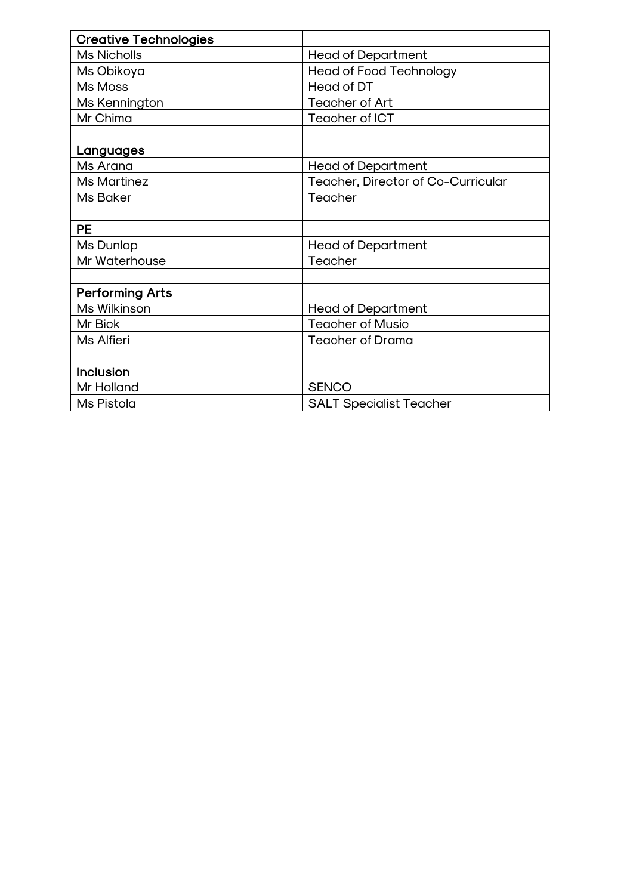| | |
|---|---|
| **Creative Technologies** | |
| Ms Nicholls | Head of Department |
| Ms Obikoya | Head of Food Technology |
| Ms Moss | Head of DT |
| Ms Kennington | Teacher of Art |
| Mr Chima | Teacher of ICT |
| | |
| **Languages** | |
| Ms Arana | Head of Department |
| Ms Martinez | Teacher, Director of Co-Curricular |
| Ms Baker | Teacher |
| | |
| **PE** | |
| Ms Dunlop | Head of Department |
| Mr Waterhouse | Teacher |
| | |
| **Performing Arts** | |
| Ms Wilkinson | Head of Department |
| Mr Bick | Teacher of Music |
| Ms Alfieri | Teacher of Drama |
| | |
| **Inclusion** | |
| Mr Holland | SENCO |
| Ms Pistola | SALT Specialist Teacher |